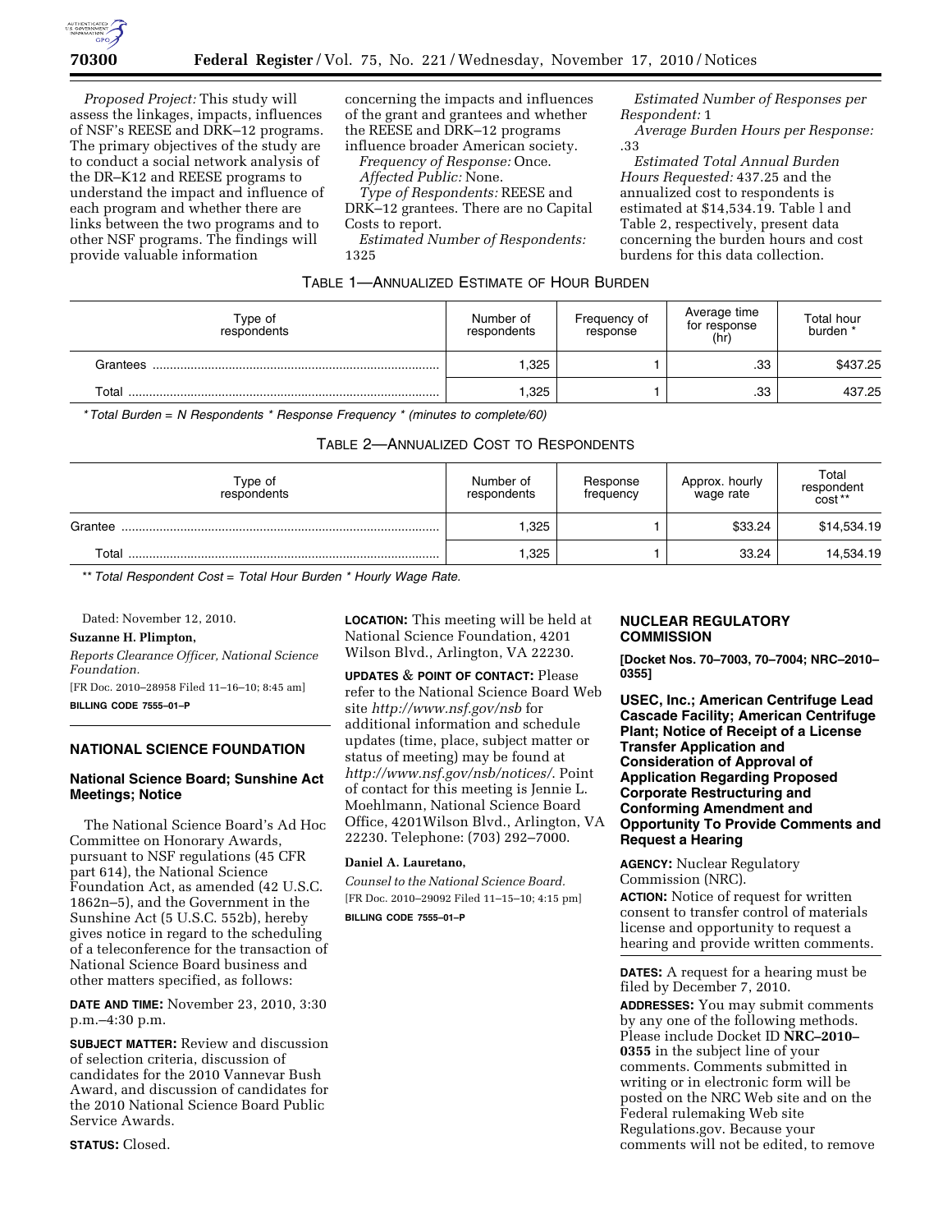*Proposed Project:* This study will assess the linkages, impacts, influences of NSF's REESE and DRK–12 programs. The primary objectives of the study are to conduct a social network analysis of the DR–K12 and REESE programs to understand the impact and influence of each program and whether there are links between the two programs and to other NSF programs. The findings will provide valuable information concerning the impacts and influences of the grant and grantees and whether the REESE and DRK–12 programs influence broader American society.

*Frequency of Response:* Once.

*Affected Public:* None.

*Type of Respondents:* REESE and DRK–12 grantees. There are no Capital Costs to report.

*Estimated Number of Respondents:* 1325

*Estimated Number of Responses per Respondent:* 1

*Average Burden Hours per Response:* .33

*Estimated Total Annual Burden Hours Requested:* 437.25 and the annualized cost to respondents is estimated at $14,534.19. Table l and Table 2, respectively, present data concerning the burden hours and cost burdens for this data collection.

TABLE 1—ANNUALIZED ESTIMATE OF HOUR BURDEN

| Type of respondents | Number of respondents | Frequency of response | Average time for response (hr) | Total hour burden * |
|---|---|---|---|---|
| Grantees | 1,325 | 1 | .33 | $437.25 |
| Total | 1,325 | 1 | .33 | 437.25 |

* *Total Burden = N Respondents * Response Frequency * (minutes to complete/60)*

TABLE 2—ANNUALIZED COST TO RESPONDENTS

| Type of respondents | Number of respondents | Response frequency | Approx. hourly wage rate | Total respondent cost ** |
|---|---|---|---|---|
| Grantee | 1,325 | 1 | $33.24 | $14,534.19 |
| Total | 1,325 | 1 | 33.24 | 14,534.19 |

** *Total Respondent Cost = Total Hour Burden * Hourly Wage Rate.*

Dated: November 12, 2010.

**Suzanne H. Plimpton,**

*Reports Clearance Officer, National Science Foundation.*

[FR Doc. 2010–28958 Filed 11–16–10; 8:45 am]

**BILLING CODE 7555–01–P**

## NATIONAL SCIENCE FOUNDATION

### National Science Board; Sunshine Act Meetings; Notice

The National Science Board's Ad Hoc Committee on Honorary Awards, pursuant to NSF regulations (45 CFR part 614), the National Science Foundation Act, as amended (42 U.S.C. 1862n–5), and the Government in the Sunshine Act (5 U.S.C. 552b), hereby gives notice in regard to the scheduling of a teleconference for the transaction of National Science Board business and other matters specified, as follows:

**DATE AND TIME:** November 23, 2010, 3:30 p.m.–4:30 p.m.

**SUBJECT MATTER:** Review and discussion of selection criteria, discussion of candidates for the 2010 Vannevar Bush Award, and discussion of candidates for the 2010 National Science Board Public Service Awards.

**STATUS:** Closed.

**LOCATION:** This meeting will be held at National Science Foundation, 4201 Wilson Blvd., Arlington, VA 22230.

**UPDATES & POINT OF CONTACT:** Please refer to the National Science Board Web site *http://www.nsf.gov/nsb* for additional information and schedule updates (time, place, subject matter or status of meeting) may be found at *http://www.nsf.gov/nsb/notices/*. Point of contact for this meeting is Jennie L. Moehlmann, National Science Board Office, 4201Wilson Blvd., Arlington, VA 22230. Telephone: (703) 292–7000.

**Daniel A. Lauretano,**

*Counsel to the National Science Board.*

[FR Doc. 2010–29092 Filed 11–15–10; 4:15 pm]

**BILLING CODE 7555–01–P**

## NUCLEAR REGULATORY COMMISSION

**[Docket Nos. 70–7003, 70–7004; NRC–2010–0355]**

### USEC, Inc.; American Centrifuge Lead Cascade Facility; American Centrifuge Plant; Notice of Receipt of a License Transfer Application and Consideration of Approval of Application Regarding Proposed Corporate Restructuring and Conforming Amendment and Opportunity To Provide Comments and Request a Hearing

**AGENCY:** Nuclear Regulatory Commission (NRC).

**ACTION:** Notice of request for written consent to transfer control of materials license and opportunity to request a hearing and provide written comments.

**DATES:** A request for a hearing must be filed by December 7, 2010.

**ADDRESSES:** You may submit comments by any one of the following methods. Please include Docket ID **NRC–2010–0355** in the subject line of your comments. Comments submitted in writing or in electronic form will be posted on the NRC Web site and on the Federal rulemaking Web site Regulations.gov. Because your comments will not be edited, to remove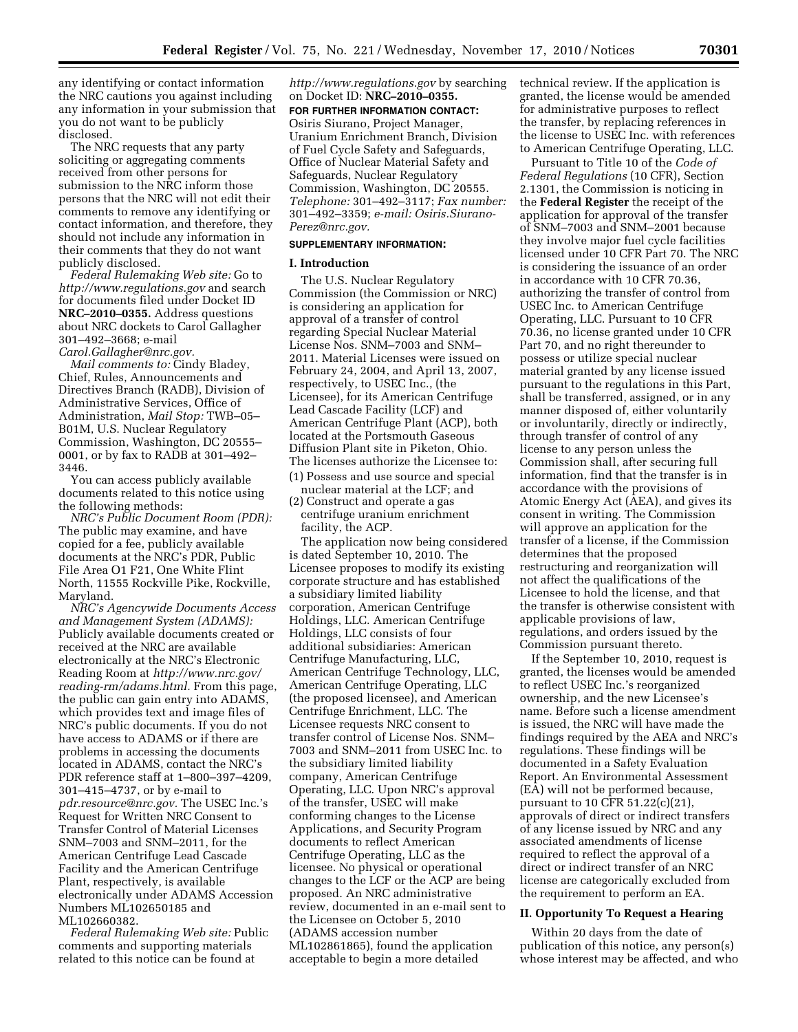any identifying or contact information the NRC cautions you against including any information in your submission that you do not want to be publicly disclosed.

The NRC requests that any party soliciting or aggregating comments received from other persons for submission to the NRC inform those persons that the NRC will not edit their comments to remove any identifying or contact information, and therefore, they should not include any information in their comments that they do not want publicly disclosed.

*Federal Rulemaking Web site:* Go to *http://www.regulations.gov* and search for documents filed under Docket ID **NRC–2010–0355.** Address questions about NRC dockets to Carol Gallagher 301–492–3668; e-mail *Carol.Gallagher@nrc.gov.*

*Mail comments to:* Cindy Bladey, Chief, Rules, Announcements and Directives Branch (RADB), Division of Administrative Services, Office of Administration, *Mail Stop:* TWB–05–B01M, U.S. Nuclear Regulatory Commission, Washington, DC 20555–0001, or by fax to RADB at 301–492–3446.

You can access publicly available documents related to this notice using the following methods:

*NRC's Public Document Room (PDR):* The public may examine, and have copied for a fee, publicly available documents at the NRC's PDR, Public File Area O1 F21, One White Flint North, 11555 Rockville Pike, Rockville, Maryland.

*NRC's Agencywide Documents Access and Management System (ADAMS):* Publicly available documents created or received at the NRC are available electronically at the NRC's Electronic Reading Room at *http://www.nrc.gov/reading-rm/adams.html.* From this page, the public can gain entry into ADAMS, which provides text and image files of NRC's public documents. If you do not have access to ADAMS or if there are problems in accessing the documents located in ADAMS, contact the NRC's PDR reference staff at 1–800–397–4209, 301–415–4737, or by e-mail to *pdr.resource@nrc.gov.* The USEC Inc.'s Request for Written NRC Consent to Transfer Control of Material Licenses SNM–7003 and SNM–2011, for the American Centrifuge Lead Cascade Facility and the American Centrifuge Plant, respectively, is available electronically under ADAMS Accession Numbers ML102650185 and ML102660382.

*Federal Rulemaking Web site:* Public comments and supporting materials related to this notice can be found at *http://www.regulations.gov* by searching on Docket ID: **NRC–2010–0355.**

**FOR FURTHER INFORMATION CONTACT:** Osiris Siurano, Project Manager, Uranium Enrichment Branch, Division of Fuel Cycle Safety and Safeguards, Office of Nuclear Material Safety and Safeguards, Nuclear Regulatory Commission, Washington, DC 20555. *Telephone:* 301–492–3117; *Fax number:* 301–492–3359; *e-mail: Osiris.Siurano-Perez@nrc.gov.*

**SUPPLEMENTARY INFORMATION:**

## I. Introduction

The U.S. Nuclear Regulatory Commission (the Commission or NRC) is considering an application for approval of a transfer of control regarding Special Nuclear Material License Nos. SNM–7003 and SNM–2011. Material Licenses were issued on February 24, 2004, and April 13, 2007, respectively, to USEC Inc., (the Licensee), for its American Centrifuge Lead Cascade Facility (LCF) and American Centrifuge Plant (ACP), both located at the Portsmouth Gaseous Diffusion Plant site in Piketon, Ohio. The licenses authorize the Licensee to:

(1) Possess and use source and special nuclear material at the LCF; and
(2) Construct and operate a gas centrifuge uranium enrichment facility, the ACP.

The application now being considered is dated September 10, 2010. The Licensee proposes to modify its existing corporate structure and has established a subsidiary limited liability corporation, American Centrifuge Holdings, LLC. American Centrifuge Holdings, LLC consists of four additional subsidiaries: American Centrifuge Manufacturing, LLC, American Centrifuge Technology, LLC, American Centrifuge Operating, LLC (the proposed licensee), and American Centrifuge Enrichment, LLC. The Licensee requests NRC consent to transfer control of License Nos. SNM–7003 and SNM–2011 from USEC Inc. to the subsidiary limited liability company, American Centrifuge Operating, LLC. Upon NRC's approval of the transfer, USEC will make conforming changes to the License Applications, and Security Program documents to reflect American Centrifuge Operating, LLC as the licensee. No physical or operational changes to the LCF or the ACP are being proposed. An NRC administrative review, documented in an e-mail sent to the Licensee on October 5, 2010 (ADAMS accession number ML102861865), found the application acceptable to begin a more detailed technical review. If the application is granted, the license would be amended for administrative purposes to reflect the transfer, by replacing references in the license to USEC Inc. with references to American Centrifuge Operating, LLC.

Pursuant to Title 10 of the *Code of Federal Regulations* (10 CFR), Section 2.1301, the Commission is noticing in the **Federal Register** the receipt of the application for approval of the transfer of SNM–7003 and SNM–2001 because they involve major fuel cycle facilities licensed under 10 CFR Part 70. The NRC is considering the issuance of an order in accordance with 10 CFR 70.36, authorizing the transfer of control from USEC Inc. to American Centrifuge Operating, LLC. Pursuant to 10 CFR 70.36, no license granted under 10 CFR Part 70, and no right thereunder to possess or utilize special nuclear material granted by any license issued pursuant to the regulations in this Part, shall be transferred, assigned, or in any manner disposed of, either voluntarily or involuntarily, directly or indirectly, through transfer of control of any license to any person unless the Commission shall, after securing full information, find that the transfer is in accordance with the provisions of Atomic Energy Act (AEA), and gives its consent in writing. The Commission will approve an application for the transfer of a license, if the Commission determines that the proposed restructuring and reorganization will not affect the qualifications of the Licensee to hold the license, and that the transfer is otherwise consistent with applicable provisions of law, regulations, and orders issued by the Commission pursuant thereto.

If the September 10, 2010, request is granted, the licenses would be amended to reflect USEC Inc.'s reorganized ownership, and the new Licensee's name. Before such a license amendment is issued, the NRC will have made the findings required by the AEA and NRC's regulations. These findings will be documented in a Safety Evaluation Report. An Environmental Assessment (EA) will not be performed because, pursuant to 10 CFR 51.22(c)(21), approvals of direct or indirect transfers of any license issued by NRC and any associated amendments of license required to reflect the approval of a direct or indirect transfer of an NRC license are categorically excluded from the requirement to perform an EA.

## II. Opportunity To Request a Hearing

Within 20 days from the date of publication of this notice, any person(s) whose interest may be affected, and who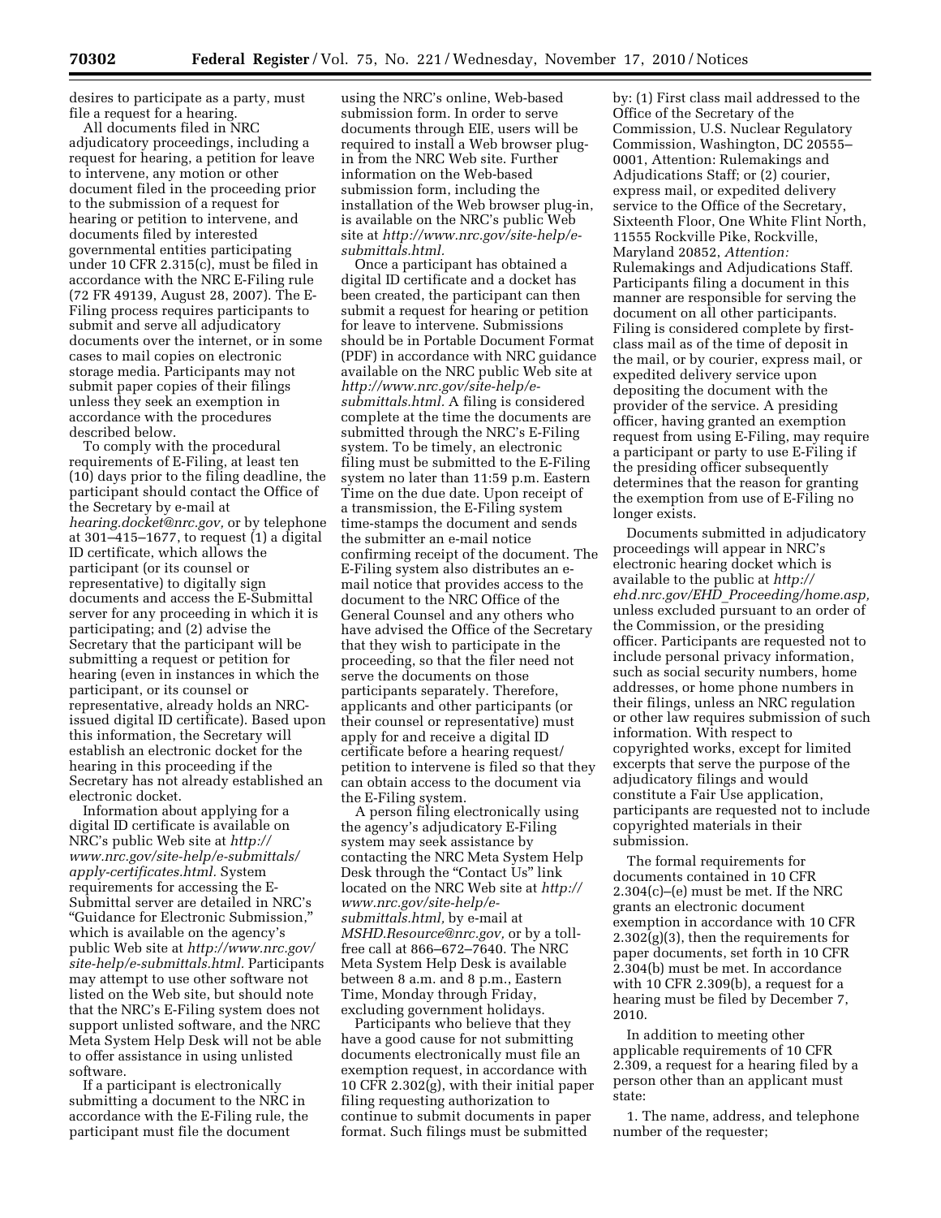desires to participate as a party, must file a request for a hearing.

All documents filed in NRC adjudicatory proceedings, including a request for hearing, a petition for leave to intervene, any motion or other document filed in the proceeding prior to the submission of a request for hearing or petition to intervene, and documents filed by interested governmental entities participating under 10 CFR 2.315(c), must be filed in accordance with the NRC E-Filing rule (72 FR 49139, August 28, 2007). The E-Filing process requires participants to submit and serve all adjudicatory documents over the internet, or in some cases to mail copies on electronic storage media. Participants may not submit paper copies of their filings unless they seek an exemption in accordance with the procedures described below.

To comply with the procedural requirements of E-Filing, at least ten (10) days prior to the filing deadline, the participant should contact the Office of the Secretary by e-mail at *hearing.docket@nrc.gov,* or by telephone at 301–415–1677, to request (1) a digital ID certificate, which allows the participant (or its counsel or representative) to digitally sign documents and access the E-Submittal server for any proceeding in which it is participating; and (2) advise the Secretary that the participant will be submitting a request or petition for hearing (even in instances in which the participant, or its counsel or representative, already holds an NRC-issued digital ID certificate). Based upon this information, the Secretary will establish an electronic docket for the hearing in this proceeding if the Secretary has not already established an electronic docket.

Information about applying for a digital ID certificate is available on NRC's public Web site at *http://www.nrc.gov/site-help/e-submittals/apply-certificates.html.* System requirements for accessing the E-Submittal server are detailed in NRC's "Guidance for Electronic Submission," which is available on the agency's public Web site at *http://www.nrc.gov/site-help/e-submittals.html.* Participants may attempt to use other software not listed on the Web site, but should note that the NRC's E-Filing system does not support unlisted software, and the NRC Meta System Help Desk will not be able to offer assistance in using unlisted software.

If a participant is electronically submitting a document to the NRC in accordance with the E-Filing rule, the participant must file the document using the NRC's online, Web-based submission form. In order to serve documents through EIE, users will be required to install a Web browser plug-in from the NRC Web site. Further information on the Web-based submission form, including the installation of the Web browser plug-in, is available on the NRC's public Web site at *http://www.nrc.gov/site-help/e-submittals.html.*

Once a participant has obtained a digital ID certificate and a docket has been created, the participant can then submit a request for hearing or petition for leave to intervene. Submissions should be in Portable Document Format (PDF) in accordance with NRC guidance available on the NRC public Web site at *http://www.nrc.gov/site-help/e-submittals.html.* A filing is considered complete at the time the documents are submitted through the NRC's E-Filing system. To be timely, an electronic filing must be submitted to the E-Filing system no later than 11:59 p.m. Eastern Time on the due date. Upon receipt of a transmission, the E-Filing system time-stamps the document and sends the submitter an e-mail notice confirming receipt of the document. The E-Filing system also distributes an e-mail notice that provides access to the document to the NRC Office of the General Counsel and any others who have advised the Office of the Secretary that they wish to participate in the proceeding, so that the filer need not serve the documents on those participants separately. Therefore, applicants and other participants (or their counsel or representative) must apply for and receive a digital ID certificate before a hearing request/petition to intervene is filed so that they can obtain access to the document via the E-Filing system.

A person filing electronically using the agency's adjudicatory E-Filing system may seek assistance by contacting the NRC Meta System Help Desk through the "Contact Us" link located on the NRC Web site at *http://www.nrc.gov/site-help/e-submittals.html,* by e-mail at *MSHD.Resource@nrc.gov,* or by a toll-free call at 866–672–7640. The NRC Meta System Help Desk is available between 8 a.m. and 8 p.m., Eastern Time, Monday through Friday, excluding government holidays.

Participants who believe that they have a good cause for not submitting documents electronically must file an exemption request, in accordance with 10 CFR 2.302(g), with their initial paper filing requesting authorization to continue to submit documents in paper format. Such filings must be submitted by: (1) First class mail addressed to the Office of the Secretary of the Commission, U.S. Nuclear Regulatory Commission, Washington, DC 20555–0001, Attention: Rulemakings and Adjudications Staff; or (2) courier, express mail, or expedited delivery service to the Office of the Secretary, Sixteenth Floor, One White Flint North, 11555 Rockville Pike, Rockville, Maryland 20852, *Attention:* Rulemakings and Adjudications Staff. Participants filing a document in this manner are responsible for serving the document on all other participants. Filing is considered complete by first-class mail as of the time of deposit in the mail, or by courier, express mail, or expedited delivery service upon depositing the document with the provider of the service. A presiding officer, having granted an exemption request from using E-Filing, may require a participant or party to use E-Filing if the presiding officer subsequently determines that the reason for granting the exemption from use of E-Filing no longer exists.

Documents submitted in adjudicatory proceedings will appear in NRC's electronic hearing docket which is available to the public at *http://ehd.nrc.gov/EHD_Proceeding/home.asp,* unless excluded pursuant to an order of the Commission, or the presiding officer. Participants are requested not to include personal privacy information, such as social security numbers, home addresses, or home phone numbers in their filings, unless an NRC regulation or other law requires submission of such information. With respect to copyrighted works, except for limited excerpts that serve the purpose of the adjudicatory filings and would constitute a Fair Use application, participants are requested not to include copyrighted materials in their submission.

The formal requirements for documents contained in 10 CFR 2.304(c)–(e) must be met. If the NRC grants an electronic document exemption in accordance with 10 CFR 2.302(g)(3), then the requirements for paper documents, set forth in 10 CFR 2.304(b) must be met. In accordance with 10 CFR 2.309(b), a request for a hearing must be filed by December 7, 2010.

In addition to meeting other applicable requirements of 10 CFR 2.309, a request for a hearing filed by a person other than an applicant must state:

1. The name, address, and telephone number of the requester;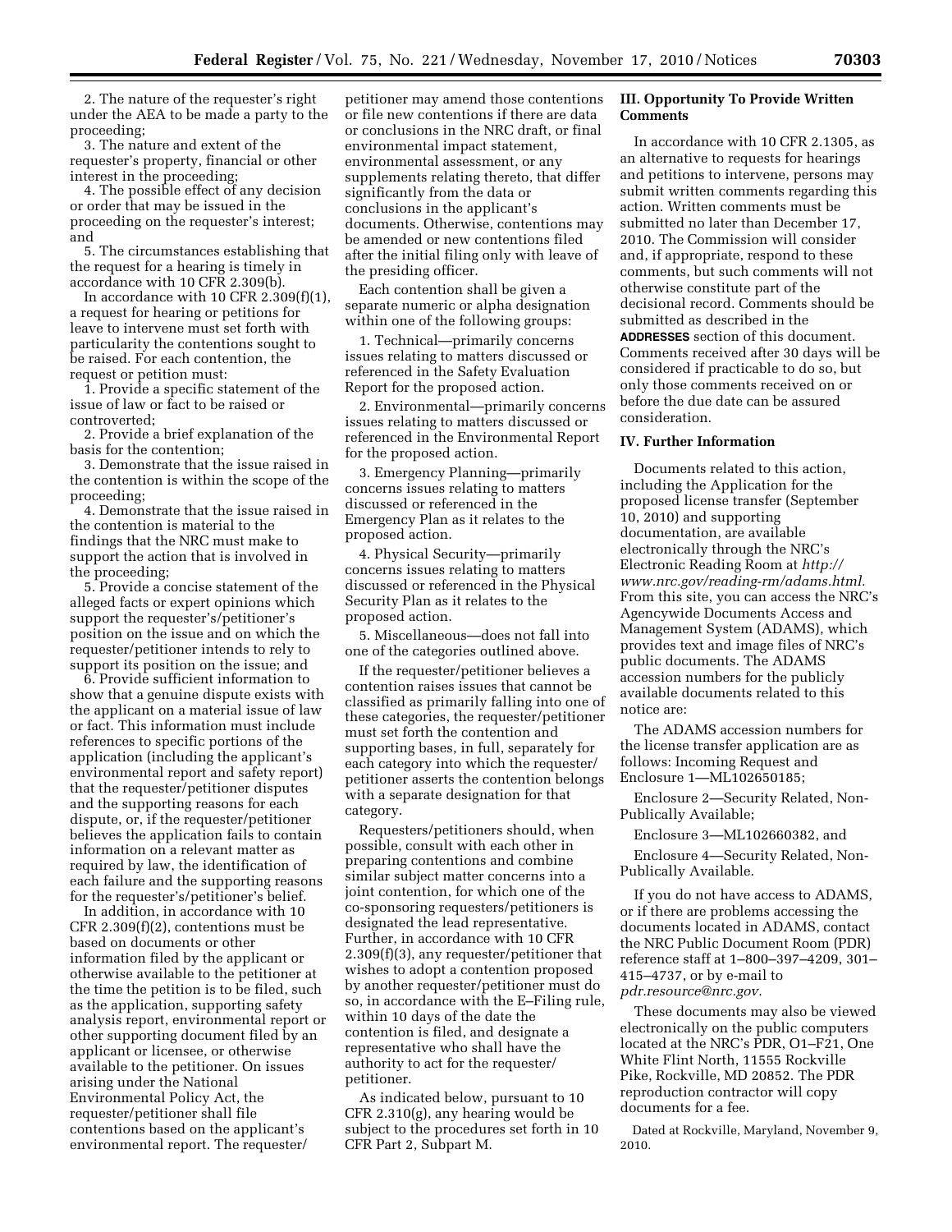2. The nature of the requester's right under the AEA to be made a party to the proceeding;

3. The nature and extent of the requester's property, financial or other interest in the proceeding;

4. The possible effect of any decision or order that may be issued in the proceeding on the requester's interest; and

5. The circumstances establishing that the request for a hearing is timely in accordance with 10 CFR 2.309(b).

In accordance with 10 CFR 2.309(f)(1), a request for hearing or petitions for leave to intervene must set forth with particularity the contentions sought to be raised. For each contention, the request or petition must:

1. Provide a specific statement of the issue of law or fact to be raised or controverted;

2. Provide a brief explanation of the basis for the contention;

3. Demonstrate that the issue raised in the contention is within the scope of the proceeding;

4. Demonstrate that the issue raised in the contention is material to the findings that the NRC must make to support the action that is involved in the proceeding;

5. Provide a concise statement of the alleged facts or expert opinions which support the requester's/petitioner's position on the issue and on which the requester/petitioner intends to rely to support its position on the issue; and

6. Provide sufficient information to show that a genuine dispute exists with the applicant on a material issue of law or fact. This information must include references to specific portions of the application (including the applicant's environmental report and safety report) that the requester/petitioner disputes and the supporting reasons for each dispute, or, if the requester/petitioner believes the application fails to contain information on a relevant matter as required by law, the identification of each failure and the supporting reasons for the requester's/petitioner's belief.

In addition, in accordance with 10 CFR 2.309(f)(2), contentions must be based on documents or other information filed by the applicant or otherwise available to the petitioner at the time the petition is to be filed, such as the application, supporting safety analysis report, environmental report or other supporting document filed by an applicant or licensee, or otherwise available to the petitioner. On issues arising under the National Environmental Policy Act, the requester/petitioner shall file contentions based on the applicant's environmental report. The requester/petitioner may amend those contentions or file new contentions if there are data or conclusions in the NRC draft, or final environmental impact statement, environmental assessment, or any supplements relating thereto, that differ significantly from the data or conclusions in the applicant's documents. Otherwise, contentions may be amended or new contentions filed after the initial filing only with leave of the presiding officer.

Each contention shall be given a separate numeric or alpha designation within one of the following groups:

1. Technical—primarily concerns issues relating to matters discussed or referenced in the Safety Evaluation Report for the proposed action.

2. Environmental—primarily concerns issues relating to matters discussed or referenced in the Environmental Report for the proposed action.

3. Emergency Planning—primarily concerns issues relating to matters discussed or referenced in the Emergency Plan as it relates to the proposed action.

4. Physical Security—primarily concerns issues relating to matters discussed or referenced in the Physical Security Plan as it relates to the proposed action.

5. Miscellaneous—does not fall into one of the categories outlined above.

If the requester/petitioner believes a contention raises issues that cannot be classified as primarily falling into one of these categories, the requester/petitioner must set forth the contention and supporting bases, in full, separately for each category into which the requester/petitioner asserts the contention belongs with a separate designation for that category.

Requesters/petitioners should, when possible, consult with each other in preparing contentions and combine similar subject matter concerns into a joint contention, for which one of the co-sponsoring requesters/petitioners is designated the lead representative. Further, in accordance with 10 CFR 2.309(f)(3), any requester/petitioner that wishes to adopt a contention proposed by another requester/petitioner must do so, in accordance with the E–Filing rule, within 10 days of the date the contention is filed, and designate a representative who shall have the authority to act for the requester/petitioner.

As indicated below, pursuant to 10 CFR 2.310(g), any hearing would be subject to the procedures set forth in 10 CFR Part 2, Subpart M.

## III. Opportunity To Provide Written Comments

In accordance with 10 CFR 2.1305, as an alternative to requests for hearings and petitions to intervene, persons may submit written comments regarding this action. Written comments must be submitted no later than December 17, 2010. The Commission will consider and, if appropriate, respond to these comments, but such comments will not otherwise constitute part of the decisional record. Comments should be submitted as described in the **ADDRESSES** section of this document. Comments received after 30 days will be considered if practicable to do so, but only those comments received on or before the due date can be assured consideration.

## IV. Further Information

Documents related to this action, including the Application for the proposed license transfer (September 10, 2010) and supporting documentation, are available electronically through the NRC's Electronic Reading Room at *http://www.nrc.gov/reading-rm/adams.html.* From this site, you can access the NRC's Agencywide Documents Access and Management System (ADAMS), which provides text and image files of NRC's public documents. The ADAMS accession numbers for the publicly available documents related to this notice are:

The ADAMS accession numbers for the license transfer application are as follows: Incoming Request and Enclosure 1—ML102650185;

Enclosure 2—Security Related, Non-Publically Available;

Enclosure 3—ML102660382, and

Enclosure 4—Security Related, Non-Publically Available.

If you do not have access to ADAMS, or if there are problems accessing the documents located in ADAMS, contact the NRC Public Document Room (PDR) reference staff at 1–800–397–4209, 301–415–4737, or by e-mail to *pdr.resource@nrc.gov.*

These documents may also be viewed electronically on the public computers located at the NRC's PDR, O1–F21, One White Flint North, 11555 Rockville Pike, Rockville, MD 20852. The PDR reproduction contractor will copy documents for a fee.

Dated at Rockville, Maryland, November 9, 2010.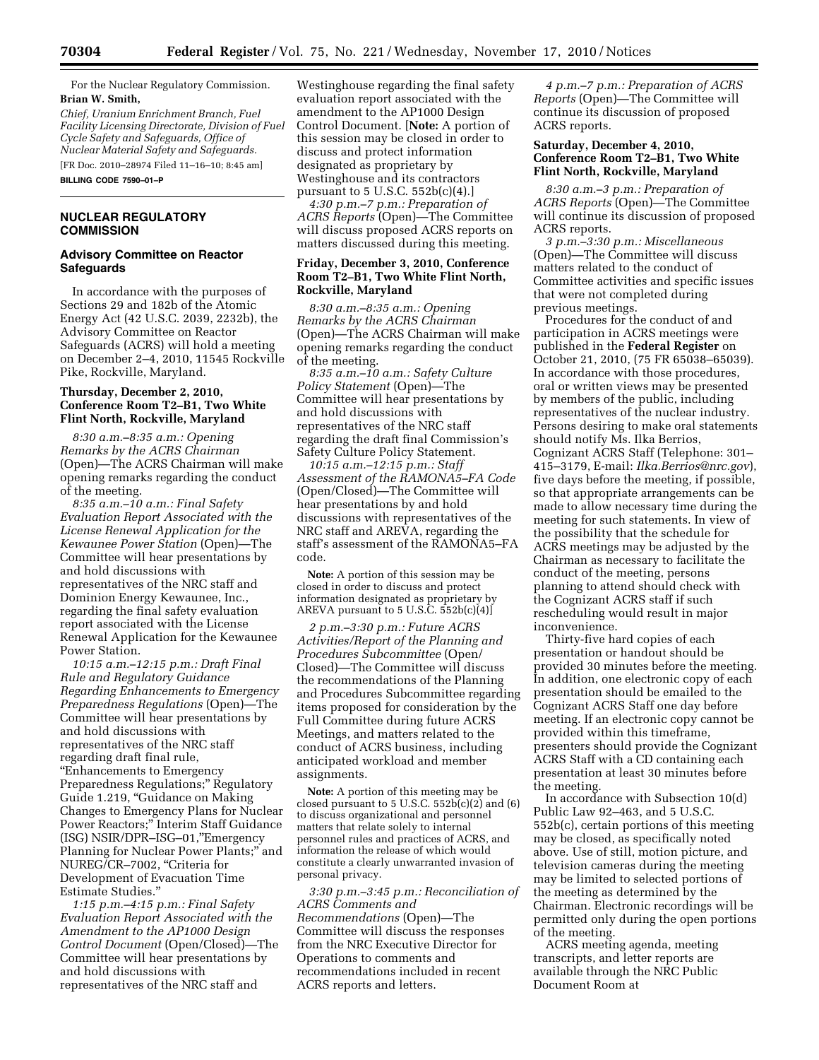For the Nuclear Regulatory Commission.

**Brian W. Smith,**

*Chief, Uranium Enrichment Branch, Fuel Facility Licensing Directorate, Division of Fuel Cycle Safety and Safeguards, Office of Nuclear Material Safety and Safeguards.*

[FR Doc. 2010–28974 Filed 11–16–10; 8:45 am]

**BILLING CODE 7590–01–P**

## NUCLEAR REGULATORY COMMISSION

### Advisory Committee on Reactor Safeguards

In accordance with the purposes of Sections 29 and 182b of the Atomic Energy Act (42 U.S.C. 2039, 2232b), the Advisory Committee on Reactor Safeguards (ACRS) will hold a meeting on December 2–4, 2010, 11545 Rockville Pike, Rockville, Maryland.

#### Thursday, December 2, 2010, Conference Room T2–B1, Two White Flint North, Rockville, Maryland

*8:30 a.m.–8:35 a.m.: Opening Remarks by the ACRS Chairman* (Open)—The ACRS Chairman will make opening remarks regarding the conduct of the meeting.

*8:35 a.m.–10 a.m.: Final Safety Evaluation Report Associated with the License Renewal Application for the Kewaunee Power Station* (Open)—The Committee will hear presentations by and hold discussions with representatives of the NRC staff and Dominion Energy Kewaunee, Inc., regarding the final safety evaluation report associated with the License Renewal Application for the Kewaunee Power Station.

*10:15 a.m.–12:15 p.m.: Draft Final Rule and Regulatory Guidance Regarding Enhancements to Emergency Preparedness Regulations* (Open)—The Committee will hear presentations by and hold discussions with representatives of the NRC staff regarding draft final rule, "Enhancements to Emergency Preparedness Regulations;" Regulatory Guide 1.219, "Guidance on Making Changes to Emergency Plans for Nuclear Power Reactors;" Interim Staff Guidance (ISG) NSIR/DPR–ISG–01,"Emergency Planning for Nuclear Power Plants;" and NUREG/CR–7002, "Criteria for Development of Evacuation Time Estimate Studies."

*1:15 p.m.–4:15 p.m.: Final Safety Evaluation Report Associated with the Amendment to the AP1000 Design Control Document* (Open/Closed)—The Committee will hear presentations by and hold discussions with representatives of the NRC staff and Westinghouse regarding the final safety evaluation report associated with the amendment to the AP1000 Design Control Document. [**Note:** A portion of this session may be closed in order to discuss and protect information designated as proprietary by Westinghouse and its contractors pursuant to 5 U.S.C. 552b(c)(4).]

*4:30 p.m.–7 p.m.: Preparation of ACRS Reports* (Open)—The Committee will discuss proposed ACRS reports on matters discussed during this meeting.

#### Friday, December 3, 2010, Conference Room T2–B1, Two White Flint North, Rockville, Maryland

*8:30 a.m.–8:35 a.m.: Opening Remarks by the ACRS Chairman* (Open)—The ACRS Chairman will make opening remarks regarding the conduct of the meeting.

*8:35 a.m.–10 a.m.: Safety Culture Policy Statement* (Open)—The Committee will hear presentations by and hold discussions with representatives of the NRC staff regarding the draft final Commission's Safety Culture Policy Statement.

*10:15 a.m.–12:15 p.m.: Staff Assessment of the RAMONA5–FA Code* (Open/Closed)—The Committee will hear presentations by and hold discussions with representatives of the NRC staff and AREVA, regarding the staff's assessment of the RAMONA5–FA code.

**Note:** A portion of this session may be closed in order to discuss and protect information designated as proprietary by AREVA pursuant to 5 U.S.C. 552b(c)(4)]

*2 p.m.–3:30 p.m.: Future ACRS Activities/Report of the Planning and Procedures Subcommittee* (Open/Closed)—The Committee will discuss the recommendations of the Planning and Procedures Subcommittee regarding items proposed for consideration by the Full Committee during future ACRS Meetings, and matters related to the conduct of ACRS business, including anticipated workload and member assignments.

**Note:** A portion of this meeting may be closed pursuant to 5 U.S.C. 552b(c)(2) and (6) to discuss organizational and personnel matters that relate solely to internal personnel rules and practices of ACRS, and information the release of which would constitute a clearly unwarranted invasion of personal privacy.

*3:30 p.m.–3:45 p.m.: Reconciliation of ACRS Comments and Recommendations* (Open)—The Committee will discuss the responses from the NRC Executive Director for Operations to comments and recommendations included in recent ACRS reports and letters.

*4 p.m.–7 p.m.: Preparation of ACRS Reports* (Open)—The Committee will continue its discussion of proposed ACRS reports.

#### Saturday, December 4, 2010, Conference Room T2–B1, Two White Flint North, Rockville, Maryland

*8:30 a.m.–3 p.m.: Preparation of ACRS Reports* (Open)—The Committee will continue its discussion of proposed ACRS reports.

*3 p.m.–3:30 p.m.: Miscellaneous* (Open)—The Committee will discuss matters related to the conduct of Committee activities and specific issues that were not completed during previous meetings.

Procedures for the conduct of and participation in ACRS meetings were published in the **Federal Register** on October 21, 2010, (75 FR 65038–65039). In accordance with those procedures, oral or written views may be presented by members of the public, including representatives of the nuclear industry. Persons desiring to make oral statements should notify Ms. Ilka Berrios, Cognizant ACRS Staff (Telephone: 301–415–3179, E-mail: *Ilka.Berrios@nrc.gov*), five days before the meeting, if possible, so that appropriate arrangements can be made to allow necessary time during the meeting for such statements. In view of the possibility that the schedule for ACRS meetings may be adjusted by the Chairman as necessary to facilitate the conduct of the meeting, persons planning to attend should check with the Cognizant ACRS staff if such rescheduling would result in major inconvenience.

Thirty-five hard copies of each presentation or handout should be provided 30 minutes before the meeting. In addition, one electronic copy of each presentation should be emailed to the Cognizant ACRS Staff one day before meeting. If an electronic copy cannot be provided within this timeframe, presenters should provide the Cognizant ACRS Staff with a CD containing each presentation at least 30 minutes before the meeting.

In accordance with Subsection 10(d) Public Law 92–463, and 5 U.S.C. 552b(c), certain portions of this meeting may be closed, as specifically noted above. Use of still, motion picture, and television cameras during the meeting may be limited to selected portions of the meeting as determined by the Chairman. Electronic recordings will be permitted only during the open portions of the meeting.

ACRS meeting agenda, meeting transcripts, and letter reports are available through the NRC Public Document Room at